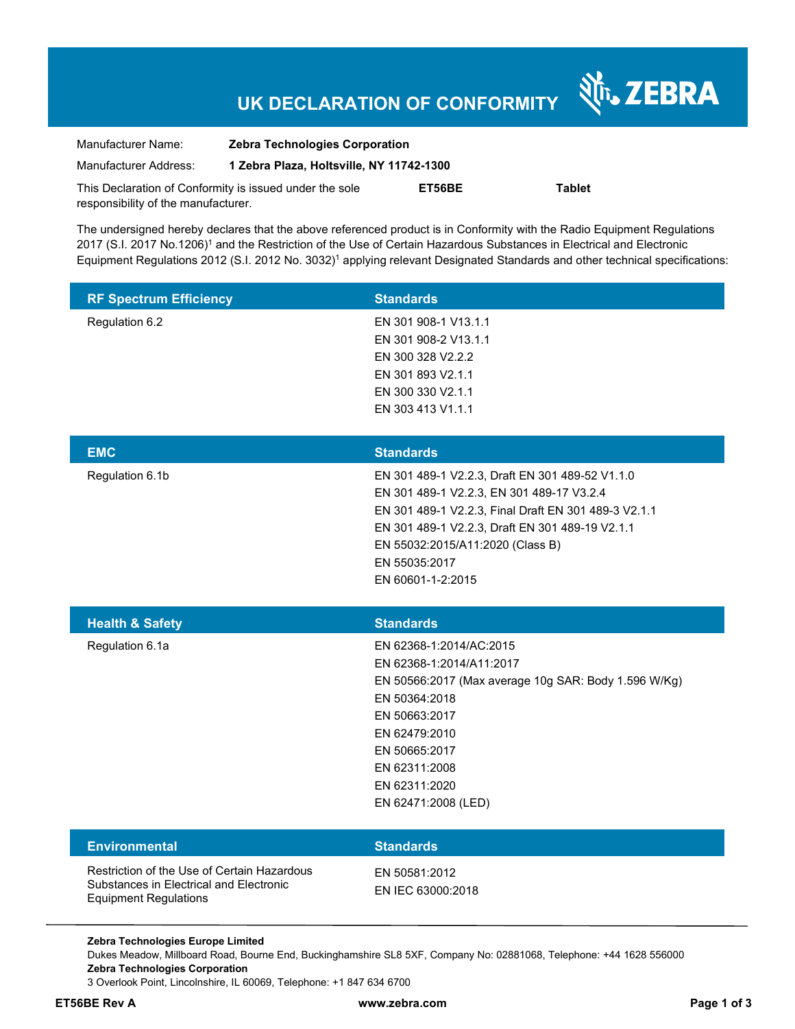# UK DECLARATION OF CONFORMITY

ZEBRA

| | |
|---|---|
| Manufacturer Name: | **Zebra Technologies Corporation** |
| Manufacturer Address: | **1 Zebra Plaza, Holtsville, NY 11742-1300** |

This Declaration of Conformity is issued under the sole responsibility of the manufacturer. **ET56BE** **Tablet**

The undersigned hereby declares that the above referenced product is in Conformity with the Radio Equipment Regulations 2017 (S.I. 2017 No.1206)[1] and the Restriction of the Use of Certain Hazardous Substances in Electrical and Electronic Equipment Regulations 2012 (S.I. 2012 No. 3032)[1] applying relevant Designated Standards and other technical specifications:

| RF Spectrum Efficiency | Standards |
|---|---|
| Regulation 6.2 | EN 301 908-1 V13.1.1<br>EN 301 908-2 V13.1.1<br>EN 300 328 V2.2.2<br>EN 301 893 V2.1.1<br>EN 300 330 V2.1.1<br>EN 303 413 V1.1.1 |

| EMC | Standards |
|---|---|
| Regulation 6.1b | EN 301 489-1 V2.2.3, Draft EN 301 489-52 V1.1.0<br>EN 301 489-1 V2.2.3, EN 301 489-17 V3.2.4<br>EN 301 489-1 V2.2.3, Final Draft EN 301 489-3 V2.1.1<br>EN 301 489-1 V2.2.3, Draft EN 301 489-19 V2.1.1<br>EN 55032:2015/A11:2020 (Class B)<br>EN 55035:2017<br>EN 60601-1-2:2015 |

| Health & Safety | Standards |
|---|---|
| Regulation 6.1a | EN 62368-1:2014/AC:2015<br>EN 62368-1:2014/A11:2017<br>EN 50566:2017 (Max average 10g SAR: Body 1.596 W/Kg)<br>EN 50364:2018<br>EN 50663:2017<br>EN 62479:2010<br>EN 50665:2017<br>EN 62311:2008<br>EN 62311:2020<br>EN 62471:2008 (LED) |

| Environmental | Standards |
|---|---|
| Restriction of the Use of Certain Hazardous Substances in Electrical and Electronic Equipment Regulations | EN 50581:2012<br>EN IEC 63000:2018 |

**Zebra Technologies Europe Limited**
Dukes Meadow, Millboard Road, Bourne End, Buckinghamshire SL8 5XF, Company No: 02881068, Telephone: +44 1628 556000
**Zebra Technologies Corporation**
3 Overlook Point, Lincolnshire, IL 60069, Telephone: +1 847 634 6700

**ET56BE Rev A** **www.zebra.com**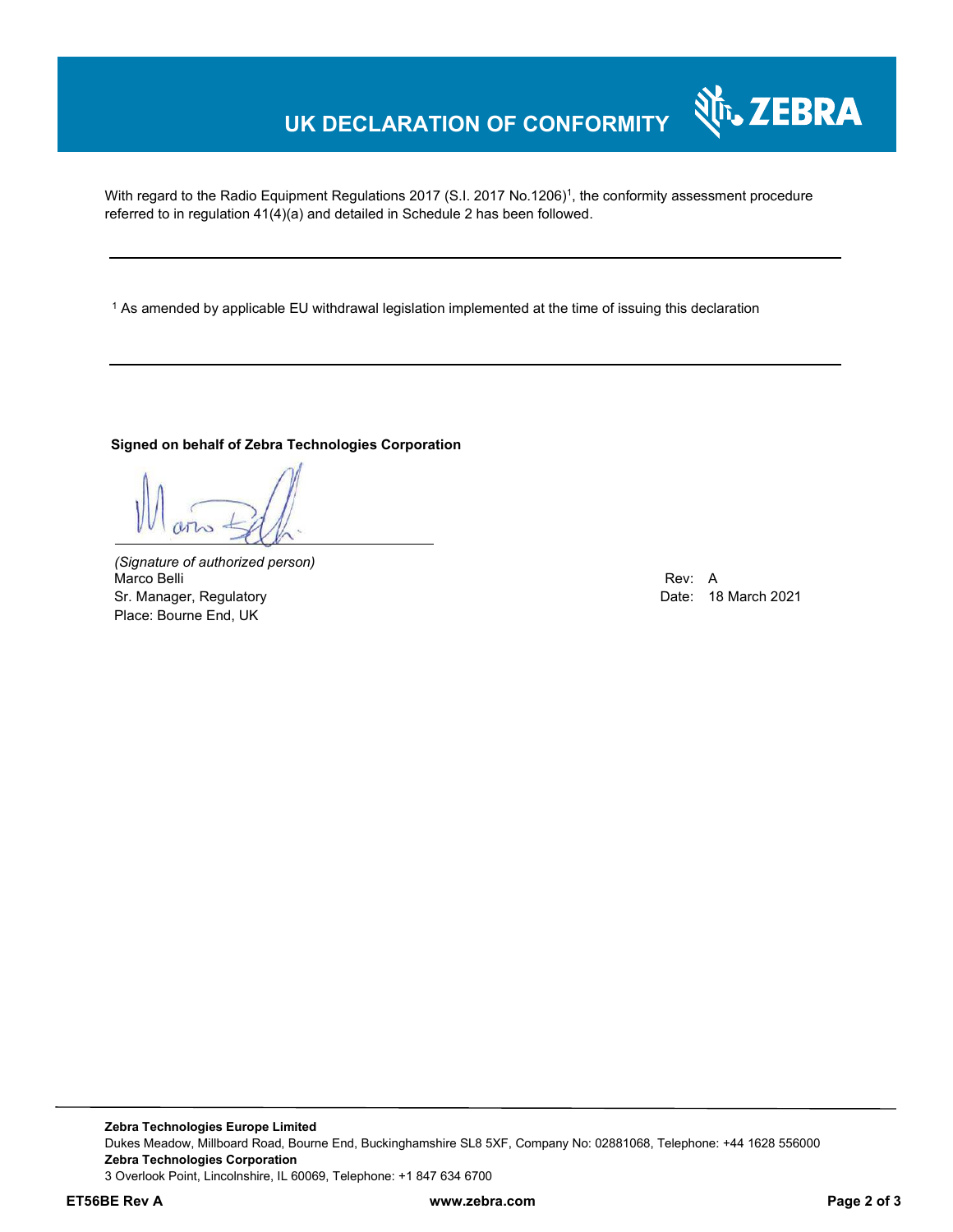# UK DECLARATION OF CONFORMITY

With regard to the Radio Equipment Regulations 2017 (S.I. 2017 No.1206)[1], the conformity assessment procedure referred to in regulation 41(4)(a) and detailed in Schedule 2 has been followed.

---

[1] As amended by applicable EU withdrawal legislation implemented at the time of issuing this declaration

---

**Signed on behalf of Zebra Technologies Corporation**

*(Signature of authorized person)*
Marco Belli
Sr. Manager, Regulatory
Place: Bourne End, UK

Rev: A
Date: 18 March 2021

**Zebra Technologies Europe Limited**
Dukes Meadow, Millboard Road, Bourne End, Buckinghamshire SL8 5XF, Company No: 02881068, Telephone: +44 1628 556000
**Zebra Technologies Corporation**
3 Overlook Point, Lincolnshire, IL 60069, Telephone: +1 847 634 6700

**ET56BE Rev A** **www.zebra.com**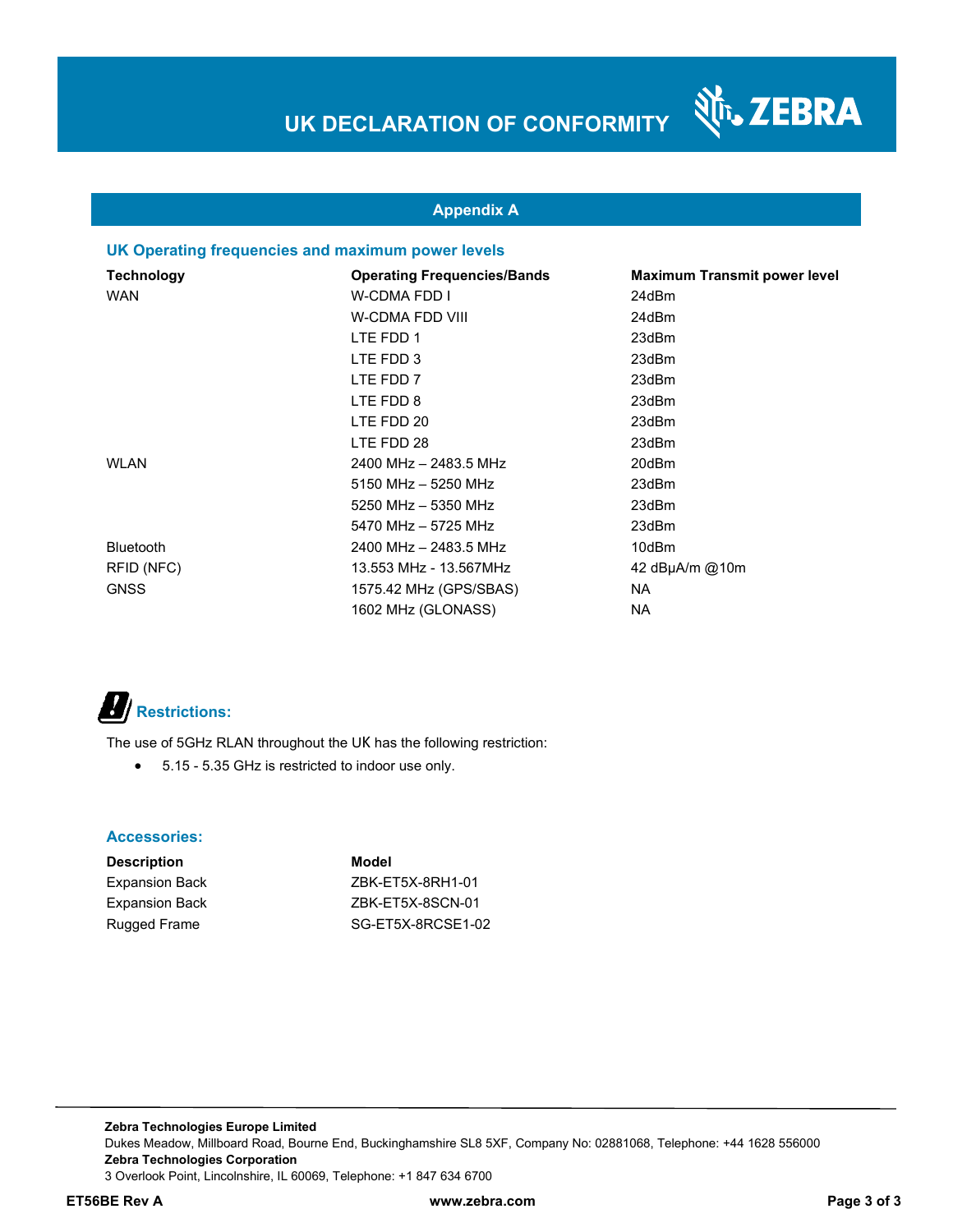# UK DECLARATION OF CONFORMITY

## Appendix A

### UK Operating frequencies and maximum power levels

| Technology | Operating Frequencies/Bands | Maximum Transmit power level |
|---|---|---|
| WAN | W-CDMA FDD I | 24dBm |
| | W-CDMA FDD VIII | 24dBm |
| | LTE FDD 1 | 23dBm |
| | LTE FDD 3 | 23dBm |
| | LTE FDD 7 | 23dBm |
| | LTE FDD 8 | 23dBm |
| | LTE FDD 20 | 23dBm |
| | LTE FDD 28 | 23dBm |
| WLAN | 2400 MHz – 2483.5 MHz | 20dBm |
| | 5150 MHz – 5250 MHz | 23dBm |
| | 5250 MHz – 5350 MHz | 23dBm |
| | 5470 MHz – 5725 MHz | 23dBm |
| Bluetooth | 2400 MHz – 2483.5 MHz | 10dBm |
| RFID (NFC) | 13.553 MHz - 13.567MHz | 42 dBμA/m @10m |
| GNSS | 1575.42 MHz (GPS/SBAS) | NA |
| | 1602 MHz (GLONASS) | NA |

### Restrictions:

The use of 5GHz RLAN throughout the UK has the following restriction:

- 5.15 - 5.35 GHz is restricted to indoor use only.

### Accessories:

| Description | Model |
|---|---|
| Expansion Back | ZBK-ET5X-8RH1-01 |
| Expansion Back | ZBK-ET5X-8SCN-01 |
| Rugged Frame | SG-ET5X-8RCSE1-02 |

**Zebra Technologies Europe Limited**
Dukes Meadow, Millboard Road, Bourne End, Buckinghamshire SL8 5XF, Company No: 02881068, Telephone: +44 1628 556000
**Zebra Technologies Corporation**
3 Overlook Point, Lincolnshire, IL 60069, Telephone: +1 847 634 6700

**ET56BE Rev A** **www.zebra.com**